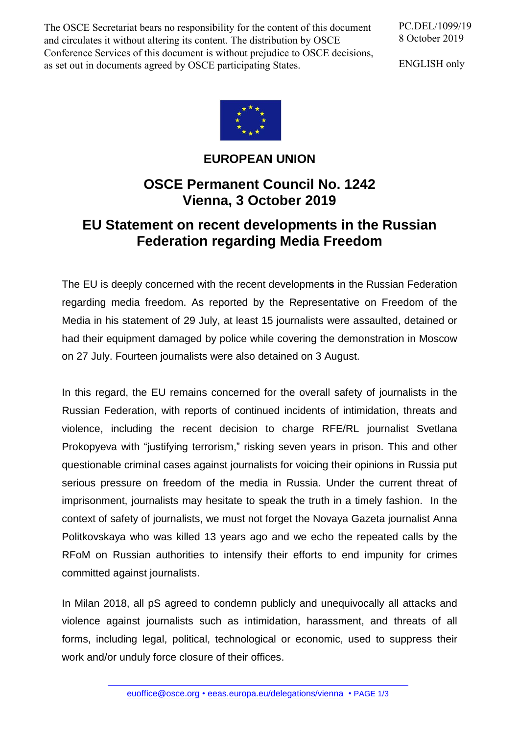The OSCE Secretariat bears no responsibility for the content of this document and circulates it without altering its content. The distribution by OSCE Conference Services of this document is without prejudice to OSCE decisions, as set out in documents agreed by OSCE participating States.

PC.DEL/1099/19
8 October 2019

ENGLISH only

# EUROPEAN UNION

## OSCE Permanent Council No. 1242
## Vienna, 3 October 2019

## EU Statement on recent developments in the Russian Federation regarding Media Freedom

The EU is deeply concerned with the recent developments in the Russian Federation regarding media freedom. As reported by the Representative on Freedom of the Media in his statement of 29 July, at least 15 journalists were assaulted, detained or had their equipment damaged by police while covering the demonstration in Moscow on 27 July. Fourteen journalists were also detained on 3 August.

In this regard, the EU remains concerned for the overall safety of journalists in the Russian Federation, with reports of continued incidents of intimidation, threats and violence, including the recent decision to charge RFE/RL journalist Svetlana Prokopyeva with "justifying terrorism," risking seven years in prison. This and other questionable criminal cases against journalists for voicing their opinions in Russia put serious pressure on freedom of the media in Russia. Under the current threat of imprisonment, journalists may hesitate to speak the truth in a timely fashion. In the context of safety of journalists, we must not forget the Novaya Gazeta journalist Anna Politkovskaya who was killed 13 years ago and we echo the repeated calls by the RFoM on Russian authorities to intensify their efforts to end impunity for crimes committed against journalists.

In Milan 2018, all pS agreed to condemn publicly and unequivocally all attacks and violence against journalists such as intimidation, harassment, and threats of all forms, including legal, political, technological or economic, used to suppress their work and/or unduly force closure of their offices.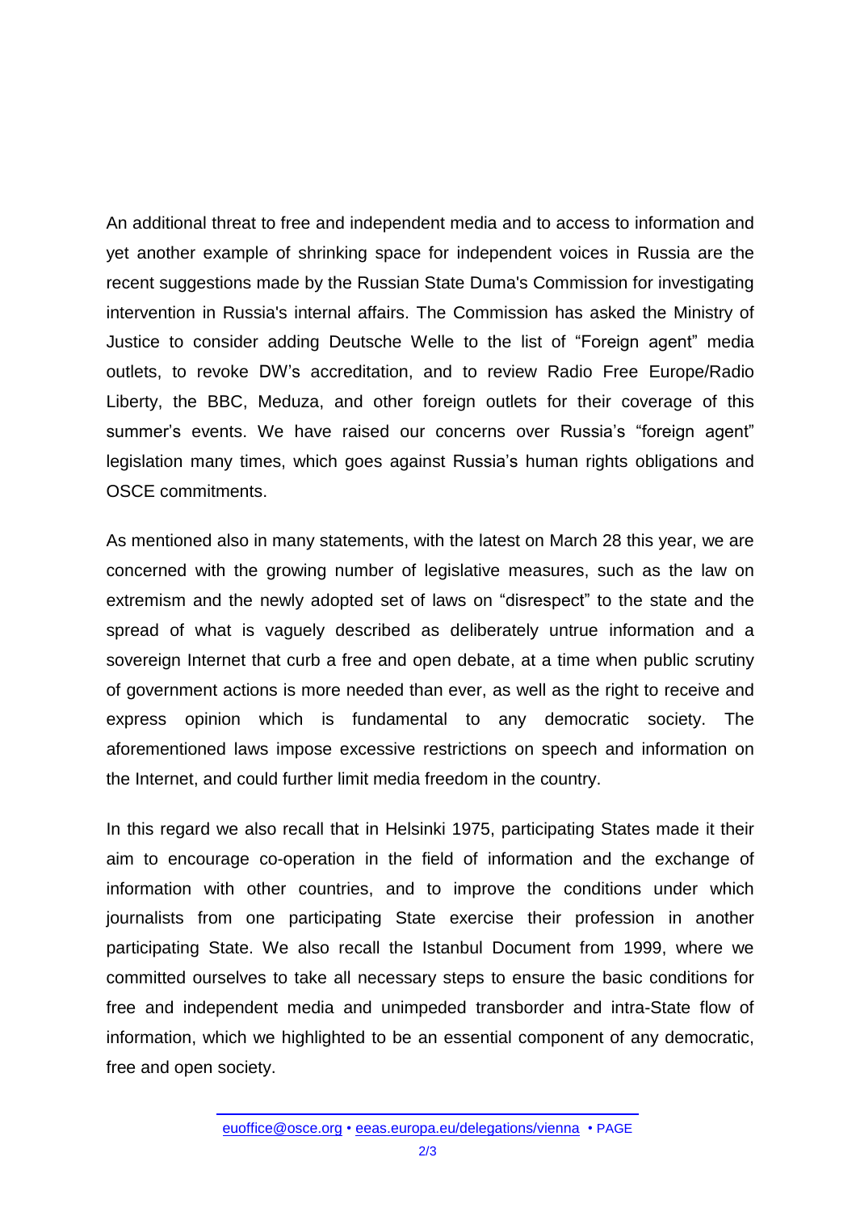An additional threat to free and independent media and to access to information and yet another example of shrinking space for independent voices in Russia are the recent suggestions made by the Russian State Duma's Commission for investigating intervention in Russia's internal affairs. The Commission has asked the Ministry of Justice to consider adding Deutsche Welle to the list of “Foreign agent” media outlets, to revoke DW’s accreditation, and to review Radio Free Europe/Radio Liberty, the BBC, Meduza, and other foreign outlets for their coverage of this summer’s events. We have raised our concerns over Russia’s “foreign agent” legislation many times, which goes against Russia’s human rights obligations and OSCE commitments.

As mentioned also in many statements, with the latest on March 28 this year, we are concerned with the growing number of legislative measures, such as the law on extremism and the newly adopted set of laws on “disrespect” to the state and the spread of what is vaguely described as deliberately untrue information and a sovereign Internet that curb a free and open debate, at a time when public scrutiny of government actions is more needed than ever, as well as the right to receive and express opinion which is fundamental to any democratic society. The aforementioned laws impose excessive restrictions on speech and information on the Internet, and could further limit media freedom in the country.

In this regard we also recall that in Helsinki 1975, participating States made it their aim to encourage co-operation in the field of information and the exchange of information with other countries, and to improve the conditions under which journalists from one participating State exercise their profession in another participating State. We also recall the Istanbul Document from 1999, where we committed ourselves to take all necessary steps to ensure the basic conditions for free and independent media and unimpeded transborder and intra-State flow of information, which we highlighted to be an essential component of any democratic, free and open society.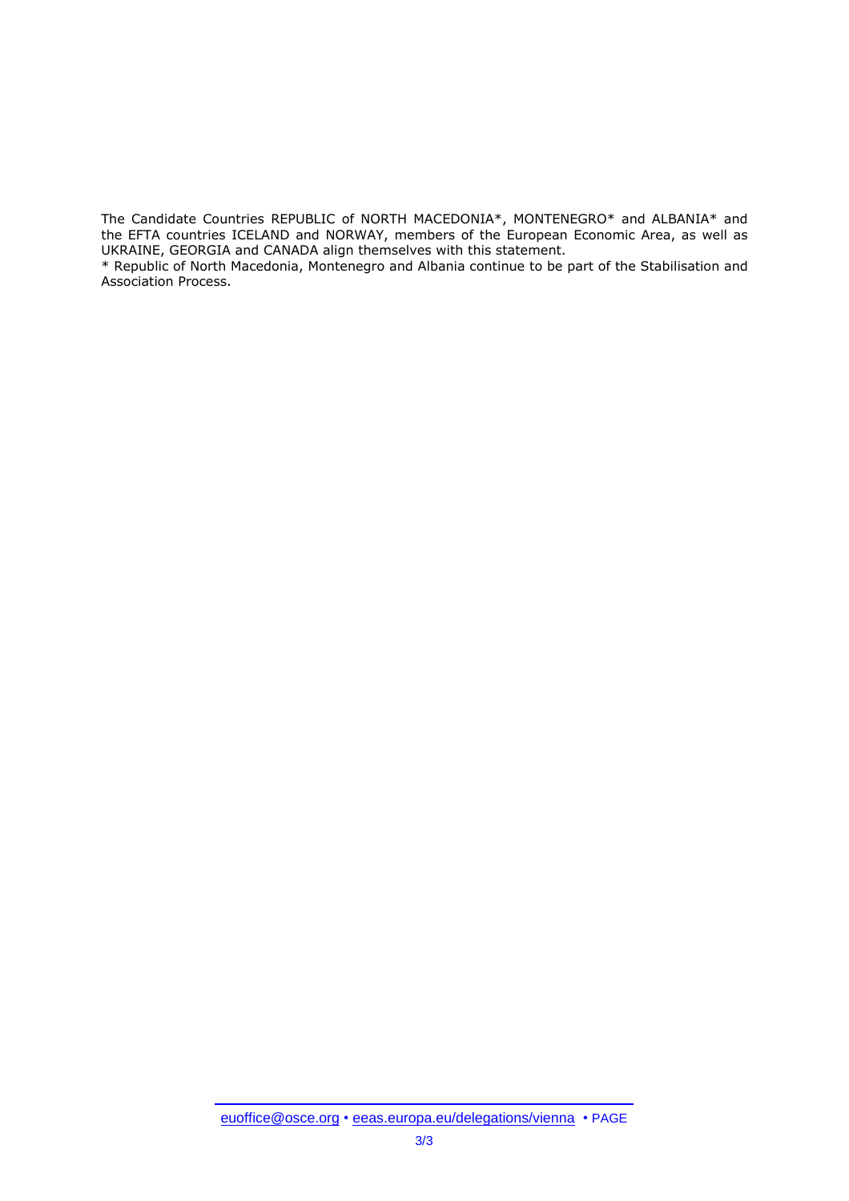The Candidate Countries REPUBLIC of NORTH MACEDONIA*, MONTENEGRO* and ALBANIA* and the EFTA countries ICELAND and NORWAY, members of the European Economic Area, as well as UKRAINE, GEORGIA and CANADA align themselves with this statement.

* Republic of North Macedonia, Montenegro and Albania continue to be part of the Stabilisation and Association Process.